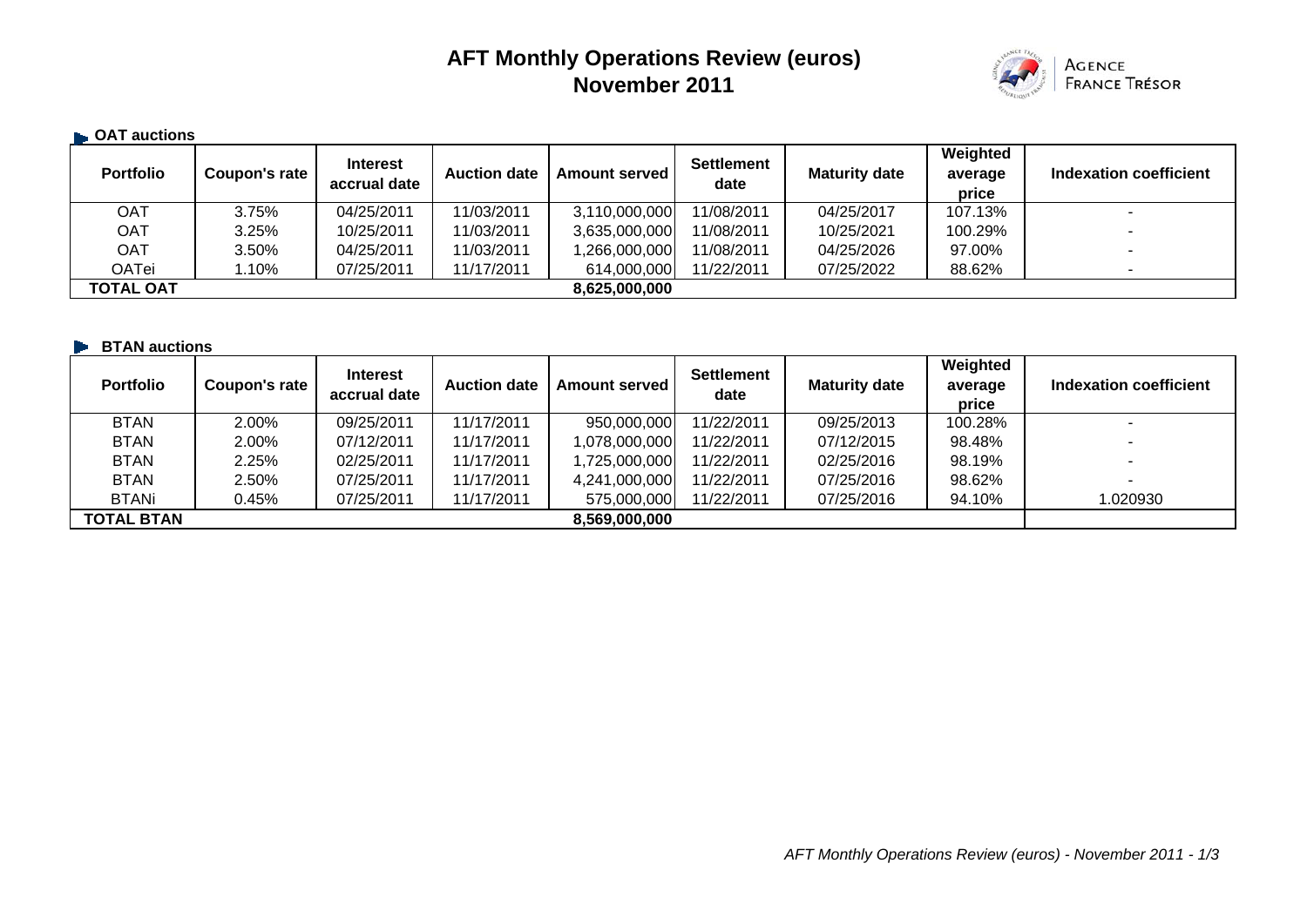# AFT Monthly Operations Review (euros)
## November 2011

AGENCE FRANCE TRÉSOR

### OAT auctions

| Portfolio | Coupon's rate | Interest accrual date | Auction date | Amount served | Settlement date | Maturity date | Weighted average price | Indexation coefficient |
|---|---|---|---|---|---|---|---|---|
| OAT | 3.75% | 04/25/2011 | 11/03/2011 | 3,110,000,000 | 11/08/2011 | 04/25/2017 | 107.13% | - |
| OAT | 3.25% | 10/25/2011 | 11/03/2011 | 3,635,000,000 | 11/08/2011 | 10/25/2021 | 100.29% | - |
| OAT | 3.50% | 04/25/2011 | 11/03/2011 | 1,266,000,000 | 11/08/2011 | 04/25/2026 | 97.00% | - |
| OATei | 1.10% | 07/25/2011 | 11/17/2011 | 614,000,000 | 11/22/2011 | 07/25/2022 | 88.62% | - |
| **TOTAL OAT** | | | | **8,625,000,000** | | | | |

### BTAN auctions

| Portfolio | Coupon's rate | Interest accrual date | Auction date | Amount served | Settlement date | Maturity date | Weighted average price | Indexation coefficient |
|---|---|---|---|---|---|---|---|---|
| BTAN | 2.00% | 09/25/2011 | 11/17/2011 | 950,000,000 | 11/22/2011 | 09/25/2013 | 100.28% | - |
| BTAN | 2.00% | 07/12/2011 | 11/17/2011 | 1,078,000,000 | 11/22/2011 | 07/12/2015 | 98.48% | - |
| BTAN | 2.25% | 02/25/2011 | 11/17/2011 | 1,725,000,000 | 11/22/2011 | 02/25/2016 | 98.19% | - |
| BTAN | 2.50% | 07/25/2011 | 11/17/2011 | 4,241,000,000 | 11/22/2011 | 07/25/2016 | 98.62% | - |
| BTANi | 0.45% | 07/25/2011 | 11/17/2011 | 575,000,000 | 11/22/2011 | 07/25/2016 | 94.10% | 1.020930 |
| **TOTAL BTAN** | | | | **8,569,000,000** | | | | |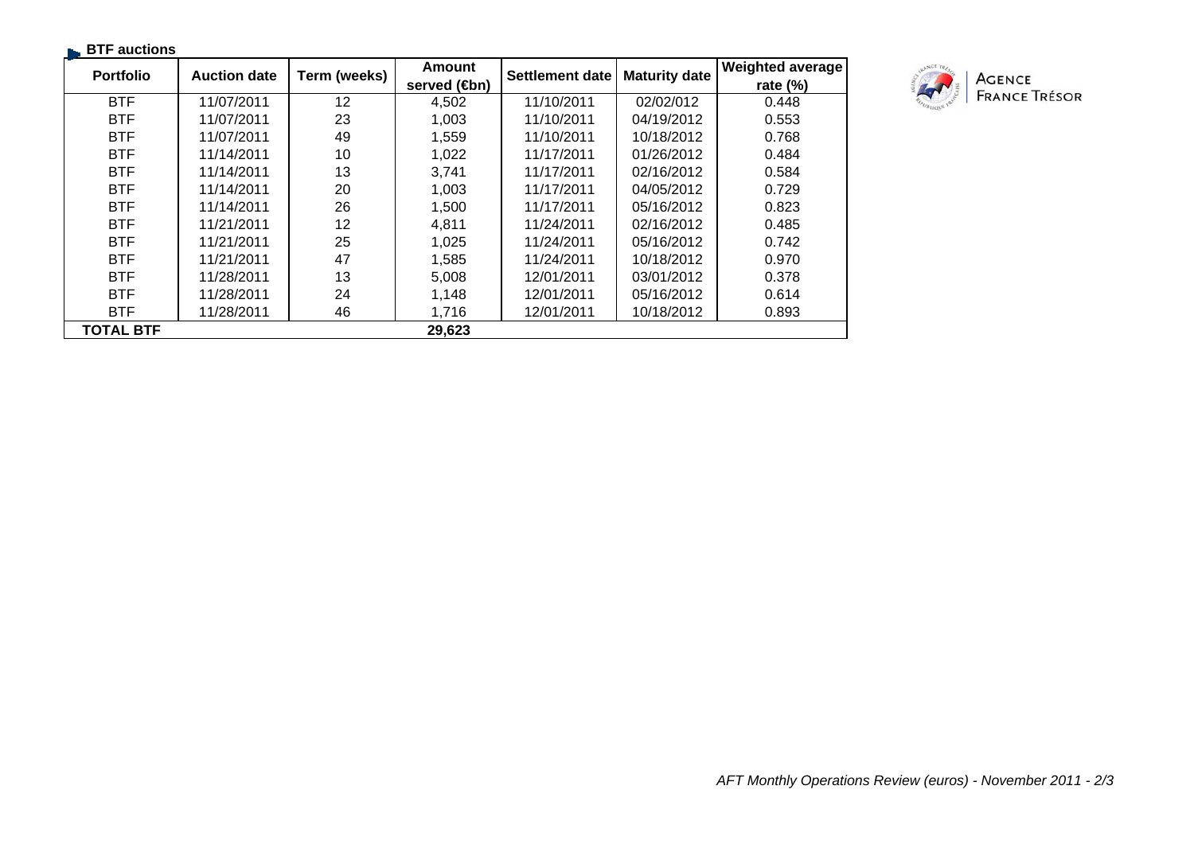## BTF auctions

| Portfolio | Auction date | Term (weeks) | Amount served (€bn) | Settlement date | Maturity date | Weighted average rate (%) |
|---|---|---|---|---|---|---|
| BTF | 11/07/2011 | 12 | 4,502 | 11/10/2011 | 02/02/012 | 0.448 |
| BTF | 11/07/2011 | 23 | 1,003 | 11/10/2011 | 04/19/2012 | 0.553 |
| BTF | 11/07/2011 | 49 | 1,559 | 11/10/2011 | 10/18/2012 | 0.768 |
| BTF | 11/14/2011 | 10 | 1,022 | 11/17/2011 | 01/26/2012 | 0.484 |
| BTF | 11/14/2011 | 13 | 3,741 | 11/17/2011 | 02/16/2012 | 0.584 |
| BTF | 11/14/2011 | 20 | 1,003 | 11/17/2011 | 04/05/2012 | 0.729 |
| BTF | 11/14/2011 | 26 | 1,500 | 11/17/2011 | 05/16/2012 | 0.823 |
| BTF | 11/21/2011 | 12 | 4,811 | 11/24/2011 | 02/16/2012 | 0.485 |
| BTF | 11/21/2011 | 25 | 1,025 | 11/24/2011 | 05/16/2012 | 0.742 |
| BTF | 11/21/2011 | 47 | 1,585 | 11/24/2011 | 10/18/2012 | 0.970 |
| BTF | 11/28/2011 | 13 | 5,008 | 12/01/2011 | 03/01/2012 | 0.378 |
| BTF | 11/28/2011 | 24 | 1,148 | 12/01/2011 | 05/16/2012 | 0.614 |
| BTF | 11/28/2011 | 46 | 1,716 | 12/01/2011 | 10/18/2012 | 0.893 |
| **TOTAL BTF** | | | **29,623** | | | |

AGENCE FRANCE TRÉSOR

*AFT Monthly Operations Review (euros) - November 2011*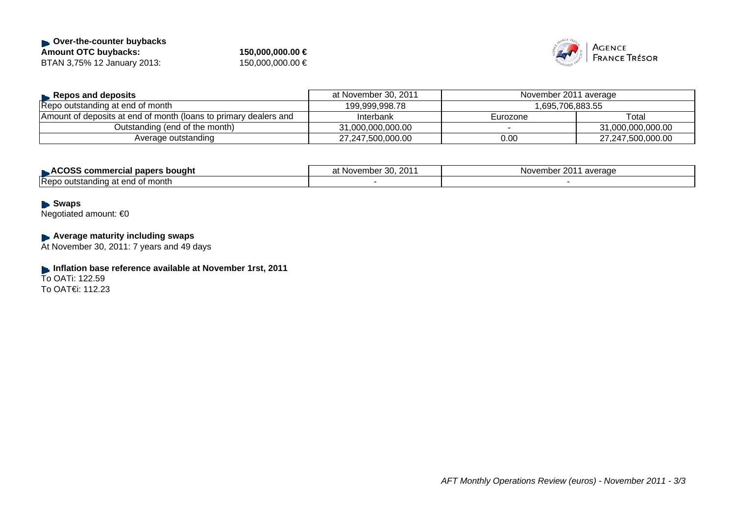### Over-the-counter buybacks

**Amount OTC buybacks:** **150,000,000.00 €**

BTAN 3,75% 12 January 2013: 150,000,000.00 €

| Repos and deposits | at November 30, 2011 | November 2011 average | |
|---|---|---|---|
| Repo outstanding at end of month | 199,999,998.78 | 1,695,706,883.55 | |
| Amount of deposits at end of month (loans to primary dealers and | Interbank | Eurozone | Total |
| Outstanding (end of the month) | 31,000,000,000.00 | - | 31,000,000,000.00 |
| Average outstanding | 27,247,500,000.00 | 0.00 | 27,247,500,000.00 |

| ACOSS commercial papers bought | at November 30, 2011 | November 2011 average |
|---|---|---|
| Repo outstanding at end of month | - | - |

### Swaps

Negotiated amount: €0

### Average maturity including swaps

At November 30, 2011: 7 years and 49 days

### Inflation base reference available at November 1rst, 2011

To OATi: 122.59

To OAT€i: 112.23